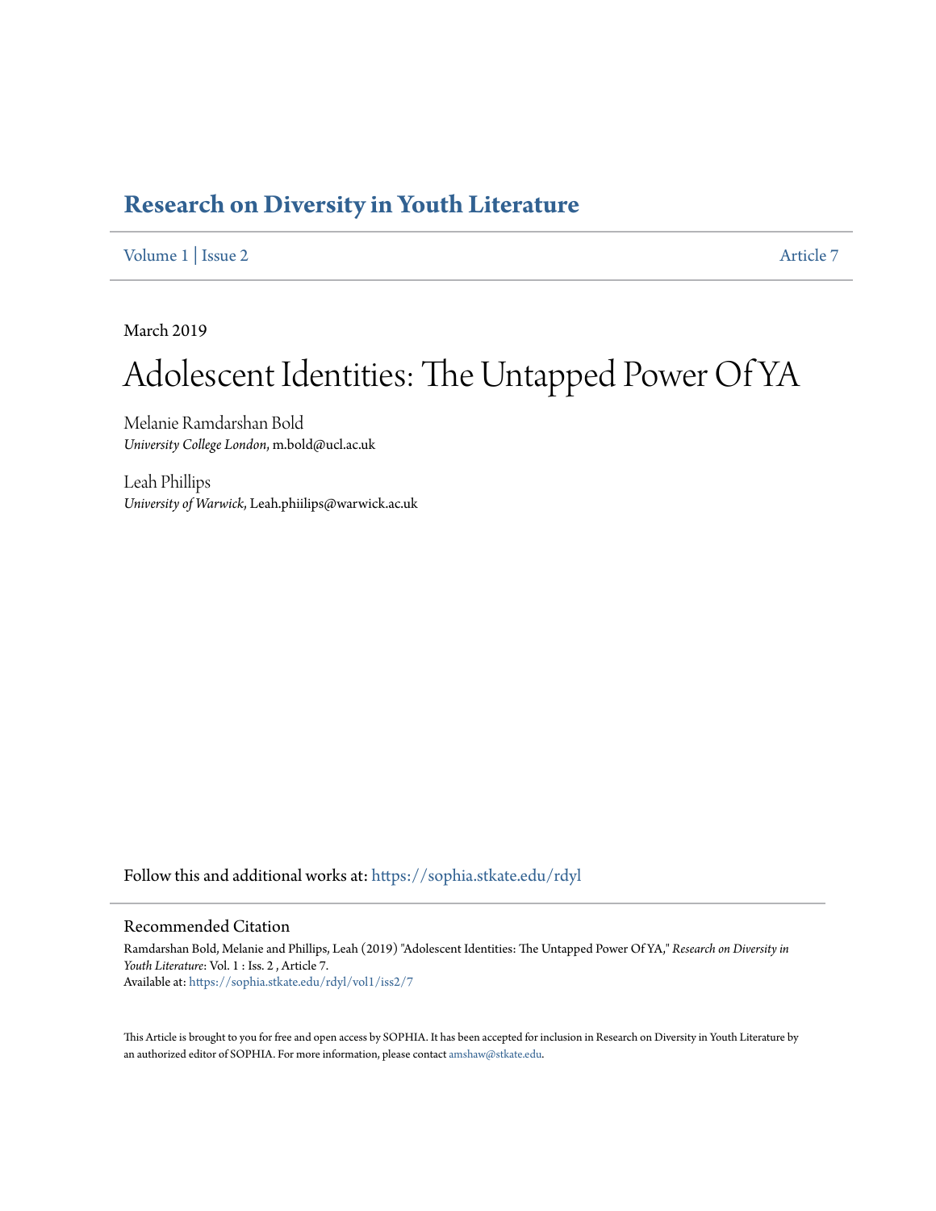# Research on Diversity in Youth Literature

Volume 1 | Issue 2 Article 7

March 2019

# Adolescent Identities: The Untapped Power Of YA

Melanie Ramdarshan Bold
*University College London*, m.bold@ucl.ac.uk

Leah Phillips
*University of Warwick*, Leah.phiilips@warwick.ac.uk

Follow this and additional works at: https://sophia.stkate.edu/rdyl

## Recommended Citation

Ramdarshan Bold, Melanie and Phillips, Leah (2019) "Adolescent Identities: The Untapped Power Of YA," *Research on Diversity in Youth Literature*: Vol. 1 : Iss. 2 , Article 7.
Available at: https://sophia.stkate.edu/rdyl/vol1/iss2/7

This Article is brought to you for free and open access by SOPHIA. It has been accepted for inclusion in Research on Diversity in Youth Literature by an authorized editor of SOPHIA. For more information, please contact amshaw@stkate.edu.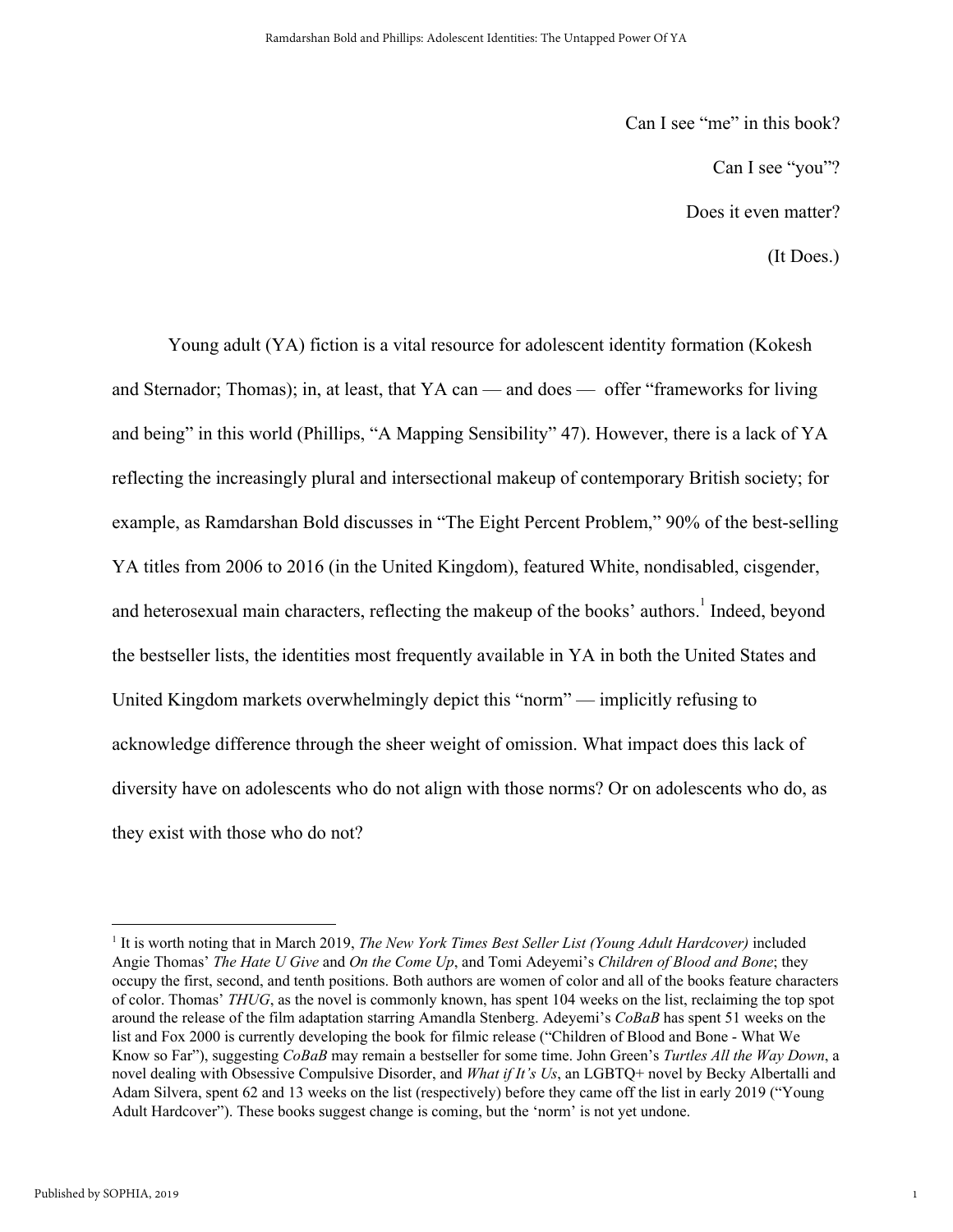Can I see "me" in this book?

Can I see "you"?

Does it even matter?

(It Does.)

Young adult (YA) fiction is a vital resource for adolescent identity formation (Kokesh and Sternador; Thomas); in, at least, that YA can — and does — offer "frameworks for living and being" in this world (Phillips, "A Mapping Sensibility" 47). However, there is a lack of YA reflecting the increasingly plural and intersectional makeup of contemporary British society; for example, as Ramdarshan Bold discusses in "The Eight Percent Problem," 90% of the best-selling YA titles from 2006 to 2016 (in the United Kingdom), featured White, nondisabled, cisgender, and heterosexual main characters, reflecting the makeup of the books' authors.[1] Indeed, beyond the bestseller lists, the identities most frequently available in YA in both the United States and United Kingdom markets overwhelmingly depict this "norm" — implicitly refusing to acknowledge difference through the sheer weight of omission. What impact does this lack of diversity have on adolescents who do not align with those norms? Or on adolescents who do, as they exist with those who do not?

---

[1] It is worth noting that in March 2019, *The New York Times Best Seller List (Young Adult Hardcover)* included Angie Thomas' *The Hate U Give* and *On the Come Up*, and Tomi Adeyemi's *Children of Blood and Bone*; they occupy the first, second, and tenth positions. Both authors are women of color and all of the books feature characters of color. Thomas' *THUG*, as the novel is commonly known, has spent 104 weeks on the list, reclaiming the top spot around the release of the film adaptation starring Amandla Stenberg. Adeyemi's *CoBaB* has spent 51 weeks on the list and Fox 2000 is currently developing the book for filmic release ("Children of Blood and Bone - What We Know so Far"), suggesting *CoBaB* may remain a bestseller for some time. John Green's *Turtles All the Way Down*, a novel dealing with Obsessive Compulsive Disorder, and *What if It's Us*, an LGBTQ+ novel by Becky Albertalli and Adam Silvera, spent 62 and 13 weeks on the list (respectively) before they came off the list in early 2019 ("Young Adult Hardcover"). These books suggest change is coming, but the 'norm' is not yet undone.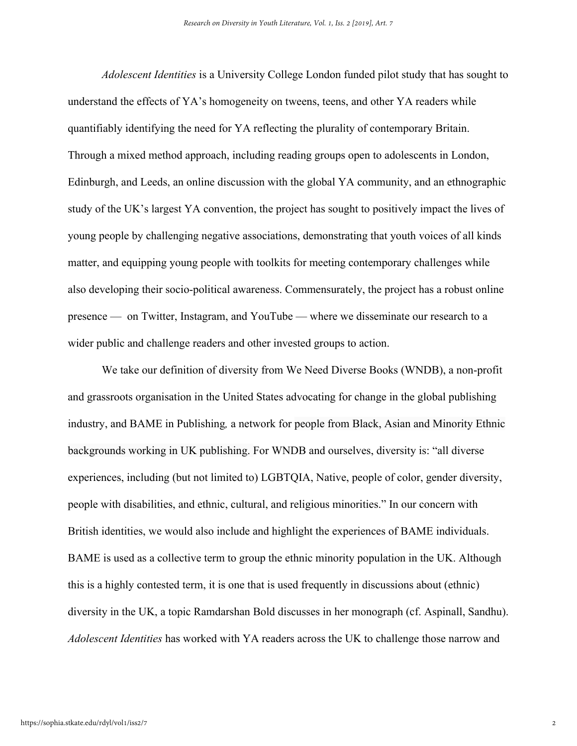*Adolescent Identities* is a University College London funded pilot study that has sought to understand the effects of YA's homogeneity on tweens, teens, and other YA readers while quantifiably identifying the need for YA reflecting the plurality of contemporary Britain. Through a mixed method approach, including reading groups open to adolescents in London, Edinburgh, and Leeds, an online discussion with the global YA community, and an ethnographic study of the UK's largest YA convention, the project has sought to positively impact the lives of young people by challenging negative associations, demonstrating that youth voices of all kinds matter, and equipping young people with toolkits for meeting contemporary challenges while also developing their socio-political awareness. Commensurately, the project has a robust online presence — on Twitter, Instagram, and YouTube — where we disseminate our research to a wider public and challenge readers and other invested groups to action.

We take our definition of diversity from We Need Diverse Books (WNDB), a non-profit and grassroots organisation in the United States advocating for change in the global publishing industry, and BAME in Publishing, a network for people from Black, Asian and Minority Ethnic backgrounds working in UK publishing. For WNDB and ourselves, diversity is: "all diverse experiences, including (but not limited to) LGBTQIA, Native, people of color, gender diversity, people with disabilities, and ethnic, cultural, and religious minorities." In our concern with British identities, we would also include and highlight the experiences of BAME individuals. BAME is used as a collective term to group the ethnic minority population in the UK. Although this is a highly contested term, it is one that is used frequently in discussions about (ethnic) diversity in the UK, a topic Ramdarshan Bold discusses in her monograph (cf. Aspinall, Sandhu). *Adolescent Identities* has worked with YA readers across the UK to challenge those narrow and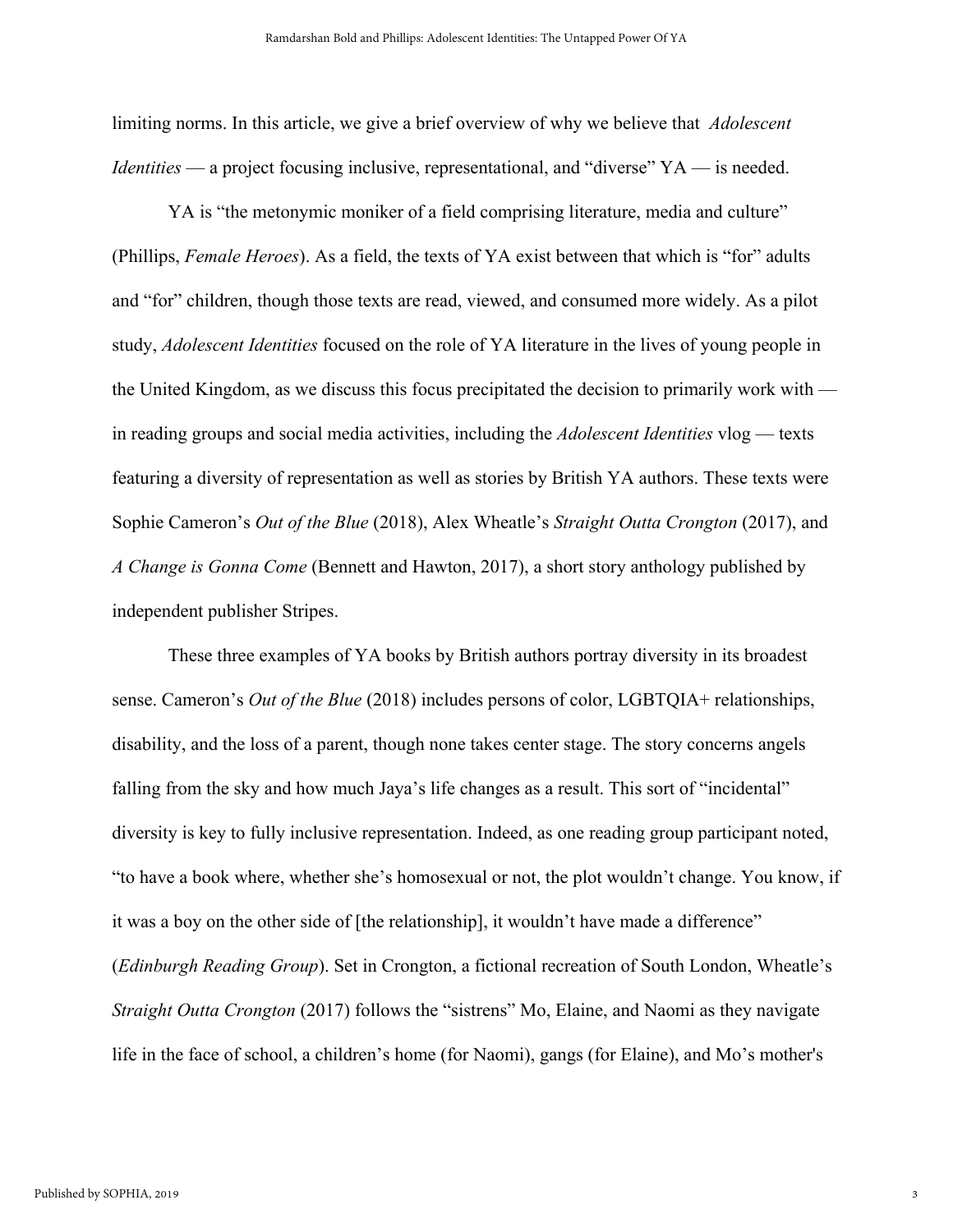limiting norms. In this article, we give a brief overview of why we believe that *Adolescent Identities* — a project focusing inclusive, representational, and "diverse" YA — is needed.

YA is "the metonymic moniker of a field comprising literature, media and culture" (Phillips, *Female Heroes*). As a field, the texts of YA exist between that which is "for" adults and "for" children, though those texts are read, viewed, and consumed more widely. As a pilot study, *Adolescent Identities* focused on the role of YA literature in the lives of young people in the United Kingdom, as we discuss this focus precipitated the decision to primarily work with — in reading groups and social media activities, including the *Adolescent Identities* vlog — texts featuring a diversity of representation as well as stories by British YA authors. These texts were Sophie Cameron's *Out of the Blue* (2018), Alex Wheatle's *Straight Outta Crongton* (2017), and *A Change is Gonna Come* (Bennett and Hawton, 2017), a short story anthology published by independent publisher Stripes.

These three examples of YA books by British authors portray diversity in its broadest sense. Cameron's *Out of the Blue* (2018) includes persons of color, LGBTQIA+ relationships, disability, and the loss of a parent, though none takes center stage. The story concerns angels falling from the sky and how much Jaya's life changes as a result. This sort of "incidental" diversity is key to fully inclusive representation. Indeed, as one reading group participant noted, "to have a book where, whether she's homosexual or not, the plot wouldn't change. You know, if it was a boy on the other side of [the relationship], it wouldn't have made a difference" (*Edinburgh Reading Group*). Set in Crongton, a fictional recreation of South London, Wheatle's *Straight Outta Crongton* (2017) follows the "sistrens" Mo, Elaine, and Naomi as they navigate life in the face of school, a children's home (for Naomi), gangs (for Elaine), and Mo's mother's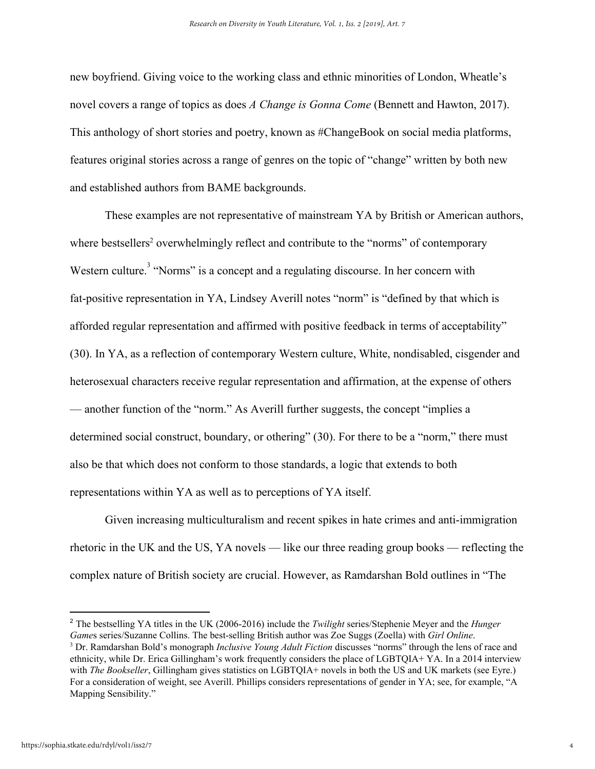new boyfriend. Giving voice to the working class and ethnic minorities of London, Wheatle's novel covers a range of topics as does *A Change is Gonna Come* (Bennett and Hawton, 2017). This anthology of short stories and poetry, known as #ChangeBook on social media platforms, features original stories across a range of genres on the topic of "change" written by both new and established authors from BAME backgrounds.

These examples are not representative of mainstream YA by British or American authors, where bestsellers[2] overwhelmingly reflect and contribute to the "norms" of contemporary Western culture.[3] "Norms" is a concept and a regulating discourse. In her concern with fat-positive representation in YA, Lindsey Averill notes "norm" is "defined by that which is afforded regular representation and affirmed with positive feedback in terms of acceptability" (30). In YA, as a reflection of contemporary Western culture, White, nondisabled, cisgender and heterosexual characters receive regular representation and affirmation, at the expense of others — another function of the "norm." As Averill further suggests, the concept "implies a determined social construct, boundary, or othering" (30). For there to be a "norm," there must also be that which does not conform to those standards, a logic that extends to both representations within YA as well as to perceptions of YA itself.

Given increasing multiculturalism and recent spikes in hate crimes and anti-immigration rhetoric in the UK and the US, YA novels — like our three reading group books — reflecting the complex nature of British society are crucial. However, as Ramdarshan Bold outlines in "The

---

[2] The bestselling YA titles in the UK (2006-2016) include the *Twilight* series/Stephenie Meyer and the *Hunger Games* series/Suzanne Collins. The best-selling British author was Zoe Suggs (Zoella) with *Girl Online*.

[3] Dr. Ramdarshan Bold's monograph *Inclusive Young Adult Fiction* discusses "norms" through the lens of race and ethnicity, while Dr. Erica Gillingham's work frequently considers the place of LGBTQIA+ YA. In a 2014 interview with *The Bookseller*, Gillingham gives statistics on LGBTQIA+ novels in both the US and UK markets (see Eyre.) For a consideration of weight, see Averill. Phillips considers representations of gender in YA; see, for example, "A Mapping Sensibility."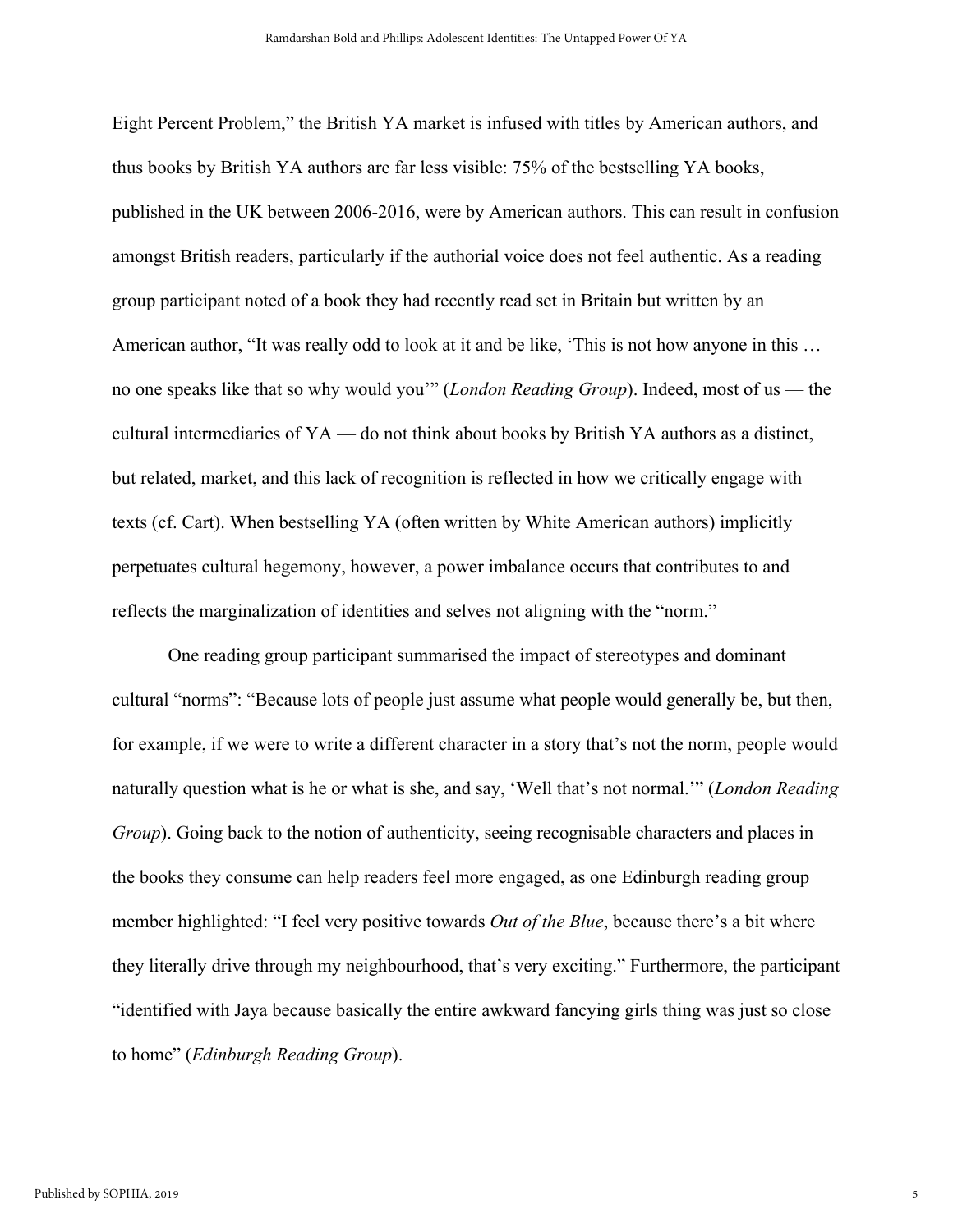Eight Percent Problem," the British YA market is infused with titles by American authors, and thus books by British YA authors are far less visible: 75% of the bestselling YA books, published in the UK between 2006-2016, were by American authors. This can result in confusion amongst British readers, particularly if the authorial voice does not feel authentic. As a reading group participant noted of a book they had recently read set in Britain but written by an American author, "It was really odd to look at it and be like, 'This is not how anyone in this … no one speaks like that so why would you'" (*London Reading Group*). Indeed, most of us — the cultural intermediaries of YA — do not think about books by British YA authors as a distinct, but related, market, and this lack of recognition is reflected in how we critically engage with texts (cf. Cart). When bestselling YA (often written by White American authors) implicitly perpetuates cultural hegemony, however, a power imbalance occurs that contributes to and reflects the marginalization of identities and selves not aligning with the "norm."

One reading group participant summarised the impact of stereotypes and dominant cultural "norms": "Because lots of people just assume what people would generally be, but then, for example, if we were to write a different character in a story that's not the norm, people would naturally question what is he or what is she, and say, 'Well that's not normal.'" (*London Reading Group*). Going back to the notion of authenticity, seeing recognisable characters and places in the books they consume can help readers feel more engaged, as one Edinburgh reading group member highlighted: "I feel very positive towards *Out of the Blue*, because there's a bit where they literally drive through my neighbourhood, that's very exciting." Furthermore, the participant "identified with Jaya because basically the entire awkward fancying girls thing was just so close to home" (*Edinburgh Reading Group*).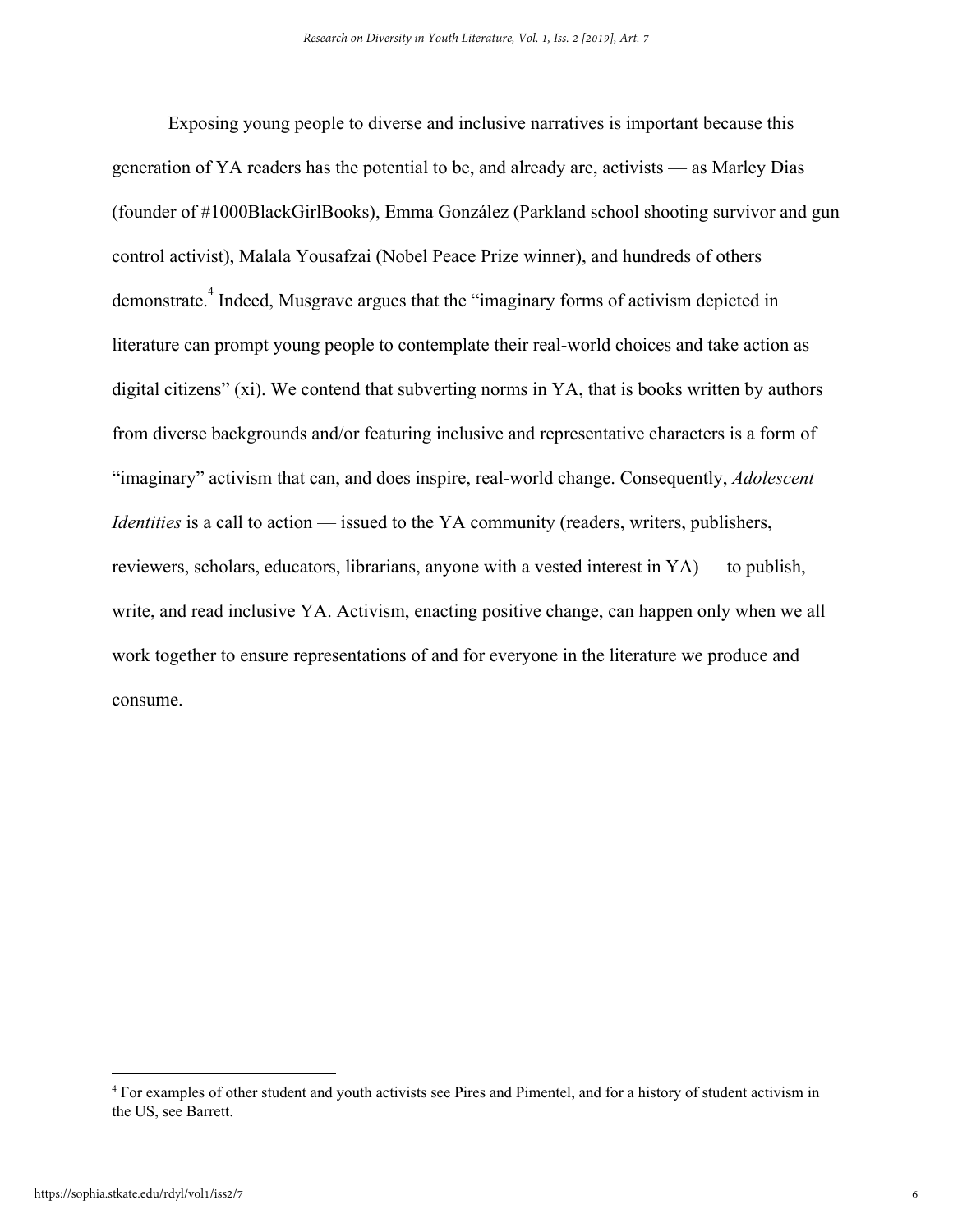Exposing young people to diverse and inclusive narratives is important because this generation of YA readers has the potential to be, and already are, activists — as Marley Dias (founder of #1000BlackGirlBooks), Emma González (Parkland school shooting survivor and gun control activist), Malala Yousafzai (Nobel Peace Prize winner), and hundreds of others demonstrate.[4] Indeed, Musgrave argues that the "imaginary forms of activism depicted in literature can prompt young people to contemplate their real-world choices and take action as digital citizens" (xi). We contend that subverting norms in YA, that is books written by authors from diverse backgrounds and/or featuring inclusive and representative characters is a form of "imaginary" activism that can, and does inspire, real-world change. Consequently, *Adolescent Identities* is a call to action — issued to the YA community (readers, writers, publishers, reviewers, scholars, educators, librarians, anyone with a vested interest in YA) — to publish, write, and read inclusive YA. Activism, enacting positive change, can happen only when we all work together to ensure representations of and for everyone in the literature we produce and consume.

---

[4] For examples of other student and youth activists see Pires and Pimentel, and for a history of student activism in the US, see Barrett.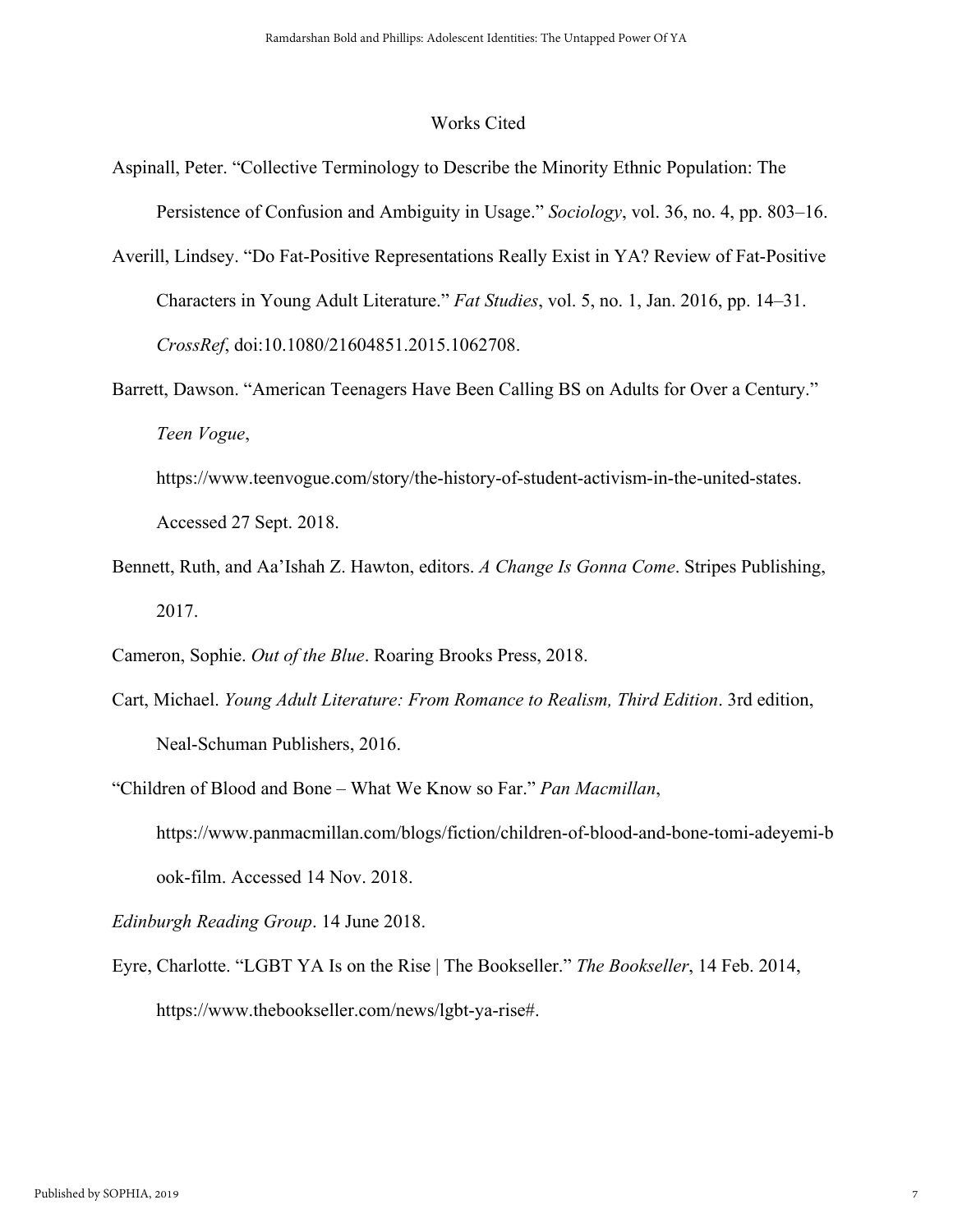## Works Cited

Aspinall, Peter. "Collective Terminology to Describe the Minority Ethnic Population: The Persistence of Confusion and Ambiguity in Usage." *Sociology*, vol. 36, no. 4, pp. 803–16.

Averill, Lindsey. "Do Fat-Positive Representations Really Exist in YA? Review of Fat-Positive Characters in Young Adult Literature." *Fat Studies*, vol. 5, no. 1, Jan. 2016, pp. 14–31. *CrossRef*, doi:10.1080/21604851.2015.1062708.

Barrett, Dawson. "American Teenagers Have Been Calling BS on Adults for Over a Century." *Teen Vogue*, https://www.teenvogue.com/story/the-history-of-student-activism-in-the-united-states. Accessed 27 Sept. 2018.

Bennett, Ruth, and Aa'Ishah Z. Hawton, editors. *A Change Is Gonna Come*. Stripes Publishing, 2017.

Cameron, Sophie. *Out of the Blue*. Roaring Brooks Press, 2018.

Cart, Michael. *Young Adult Literature: From Romance to Realism, Third Edition*. 3rd edition, Neal-Schuman Publishers, 2016.

"Children of Blood and Bone – What We Know so Far." *Pan Macmillan*, https://www.panmacmillan.com/blogs/fiction/children-of-blood-and-bone-tomi-adeyemi-book-film. Accessed 14 Nov. 2018.

*Edinburgh Reading Group*. 14 June 2018.

Eyre, Charlotte. "LGBT YA Is on the Rise | The Bookseller." *The Bookseller*, 14 Feb. 2014, https://www.thebookseller.com/news/lgbt-ya-rise#.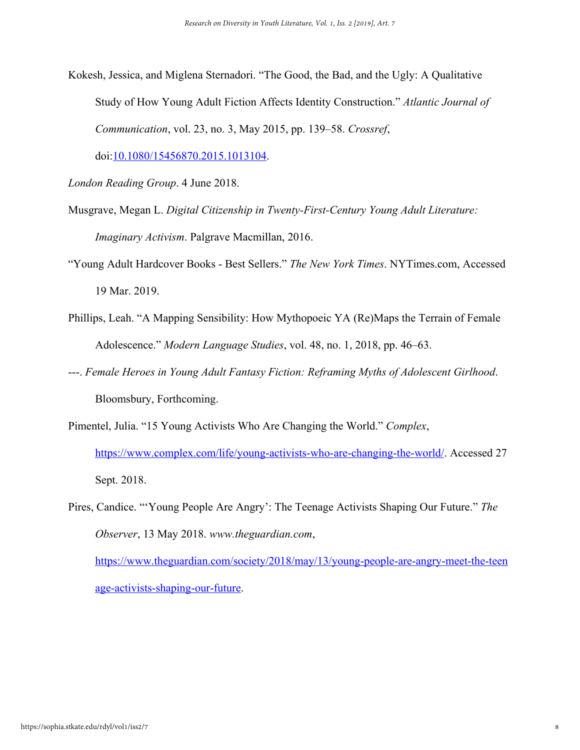Kokesh, Jessica, and Miglena Sternadori. “The Good, the Bad, and the Ugly: A Qualitative Study of How Young Adult Fiction Affects Identity Construction.” *Atlantic Journal of Communication*, vol. 23, no. 3, May 2015, pp. 139–58. *Crossref*, doi:[10.1080/15456870.2015.1013104](https://doi.org/10.1080/15456870.2015.1013104).

*London Reading Group*. 4 June 2018.

Musgrave, Megan L. *Digital Citizenship in Twenty-First-Century Young Adult Literature: Imaginary Activism*. Palgrave Macmillan, 2016.

“Young Adult Hardcover Books - Best Sellers.” *The New York Times*. NYTimes.com, Accessed 19 Mar. 2019.

Phillips, Leah. “A Mapping Sensibility: How Mythopoeic YA (Re)Maps the Terrain of Female Adolescence.” *Modern Language Studies*, vol. 48, no. 1, 2018, pp. 46–63.

---. *Female Heroes in Young Adult Fantasy Fiction: Reframing Myths of Adolescent Girlhood*. Bloomsbury, Forthcoming.

Pimentel, Julia. “15 Young Activists Who Are Changing the World.” *Complex*, [https://www.complex.com/life/young-activists-who-are-changing-the-world/](https://www.complex.com/life/young-activists-who-are-changing-the-world/). Accessed 27 Sept. 2018.

Pires, Candice. “‘Young People Are Angry’: The Teenage Activists Shaping Our Future.” *The Observer*, 13 May 2018. *www.theguardian.com*, [https://www.theguardian.com/society/2018/may/13/young-people-are-angry-meet-the-teenage-activists-shaping-our-future](https://www.theguardian.com/society/2018/may/13/young-people-are-angry-meet-the-teenage-activists-shaping-our-future).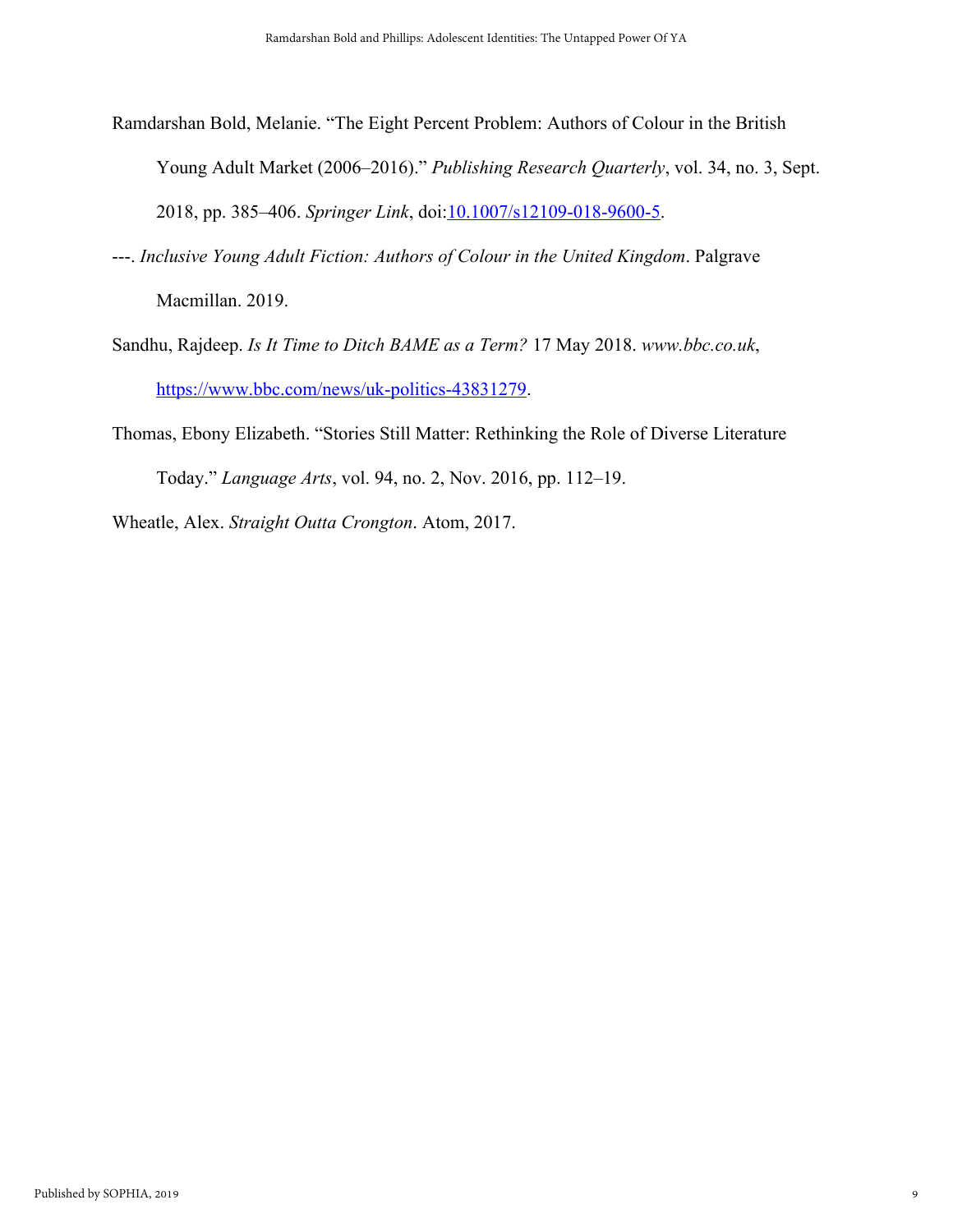Ramdarshan Bold, Melanie. "The Eight Percent Problem: Authors of Colour in the British Young Adult Market (2006–2016)." *Publishing Research Quarterly*, vol. 34, no. 3, Sept. 2018, pp. 385–406. *Springer Link*, doi:[10.1007/s12109-018-9600-5](https://doi.org/10.1007/s12109-018-9600-5).

---. *Inclusive Young Adult Fiction: Authors of Colour in the United Kingdom*. Palgrave Macmillan. 2019.

Sandhu, Rajdeep. *Is It Time to Ditch BAME as a Term?* 17 May 2018. *www.bbc.co.uk*, [https://www.bbc.com/news/uk-politics-43831279](https://www.bbc.com/news/uk-politics-43831279).

Thomas, Ebony Elizabeth. "Stories Still Matter: Rethinking the Role of Diverse Literature Today." *Language Arts*, vol. 94, no. 2, Nov. 2016, pp. 112–19.

Wheatle, Alex. *Straight Outta Crongton*. Atom, 2017.